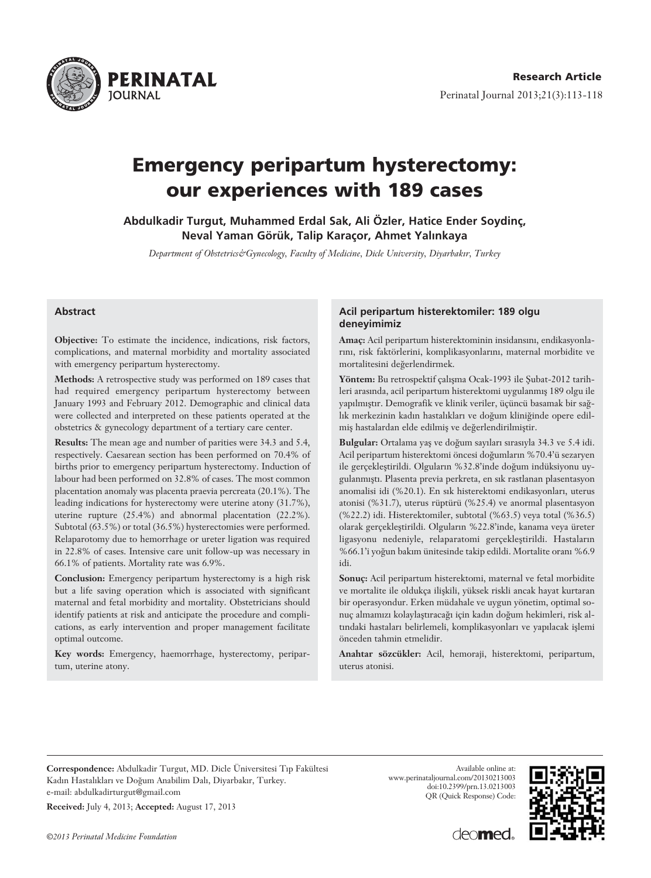Research Article

# Emergency peripartum hysterectomy: our experiences with 189 cases

**Abdulkadir Turgut, Muhammed Erdal Sak, Ali Özler, Hatice Ender Soydinç, Neval Yaman Görük, Talip Karaçor, Ahmet Yalınkaya**

*Department of Obstetrics&Gynecology, Faculty of Medicine, Dicle University, Diyarbakır, Turkey*

## Abstract

**Objective:** To estimate the incidence, indications, risk factors, complications, and maternal morbidity and mortality associated with emergency peripartum hysterectomy.

**Methods:** A retrospective study was performed on 189 cases that had required emergency peripartum hysterectomy between January 1993 and February 2012. Demographic and clinical data were collected and interpreted on these patients operated at the obstetrics & gynecology department of a tertiary care center.

**Results:** The mean age and number of parities were 34.3 and 5.4, respectively. Caesarean section has been performed on 70.4% of births prior to emergency peripartum hysterectomy. Induction of labour had been performed on 32.8% of cases. The most common placentation anomaly was placenta praevia percreata (20.1%). The leading indications for hysterectomy were uterine atony (31.7%), uterine rupture (25.4%) and abnormal placentation (22.2%). Subtotal (63.5%) or total (36.5%) hysterectomies were performed. Relaparotomy due to hemorrhage or ureter ligation was required in 22.8% of cases. Intensive care unit follow-up was necessary in 66.1% of patients. Mortality rate was 6.9%.

**Conclusion:** Emergency peripartum hysterectomy is a high risk but a life saving operation which is associated with significant maternal and fetal morbidity and mortality. Obstetricians should identify patients at risk and anticipate the procedure and complications, as early intervention and proper management facilitate optimal outcome.

**Key words:** Emergency, haemorrhage, hysterectomy, peripartum, uterine atony.

## Acil peripartum histerektomiler: 189 olgu deneyimimiz

**Amaç:** Acil peripartum histerektominin insidansını, endikasyonlarını, risk faktörlerini, komplikasyonlarını, maternal morbidite ve mortalitesini değerlendirmek.

**Yöntem:** Bu retrospektif çalışma Ocak-1993 ile Şubat-2012 tarihleri arasında, acil peripartum histerektomi uygulanmış 189 olgu ile yapılmıştır. Demografik ve klinik veriler, üçüncü basamak bir sağlık merkezinin kadın hastalıkları ve doğum kliniğinde opere edilmiş hastalardan elde edilmiş ve değerlendirilmiştir.

**Bulgular:** Ortalama yaş ve doğum sayıları sırasıyla 34.3 ve 5.4 idi. Acil peripartum histerektomi öncesi doğumların %70.4'ü sezaryen ile gerçekleştirildi. Olguların %32.8'inde doğum indüksiyonu uygulanmıştı. Plasenta previa perkreta, en sık rastlanan plasentasyon anomalisi idi (%20.1). En sık histerektomi endikasyonları, uterus atonisi (%31.7), uterus rüptürü (%25.4) ve anormal plasentasyon (%22.2) idi. Histerektomiler, subtotal (%63.5) veya total (%36.5) olarak gerçekleştirildi. Olguların %22.8'inde, kanama veya üreter ligasyonu nedeniyle, relaparatomi gerçekleştirildi. Hastaların %66.1'i yoğun bakım ünitesinde takip edildi. Mortalite oranı %6.9 idi.

**Sonuç:** Acil peripartum histerektomi, maternal ve fetal morbidite ve mortalite ile oldukça ilişkili, yüksek riskli ancak hayat kurtaran bir operasyondur. Erken müdahale ve uygun yönetim, optimal sonuç almamızı kolaylaştıracağı için kadın doğum hekimleri, risk altındaki hastaları belirlemeli, komplikasyonları ve yapılacak işlemi önceden tahmin etmelidir.

**Anahtar sözcükler:** Acil, hemoraji, histerektomi, peripartum, uterus atonisi.

---

**Correspondence:** Abdulkadir Turgut, MD. Dicle Üniversitesi Tıp Fakültesi Kadın Hastalıkları ve Doğum Anabilim Dalı, Diyarbakır, Turkey. e-mail: abdulkadirturgut@gmail.com

**Received:** July 4, 2013; **Accepted:** August 17, 2013

Available online at: www.perinataljournal.com/20130213003 doi:10.2399/prn.13.0213003 QR (Quick Response) Code:

©2013 Perinatal Medicine Foundation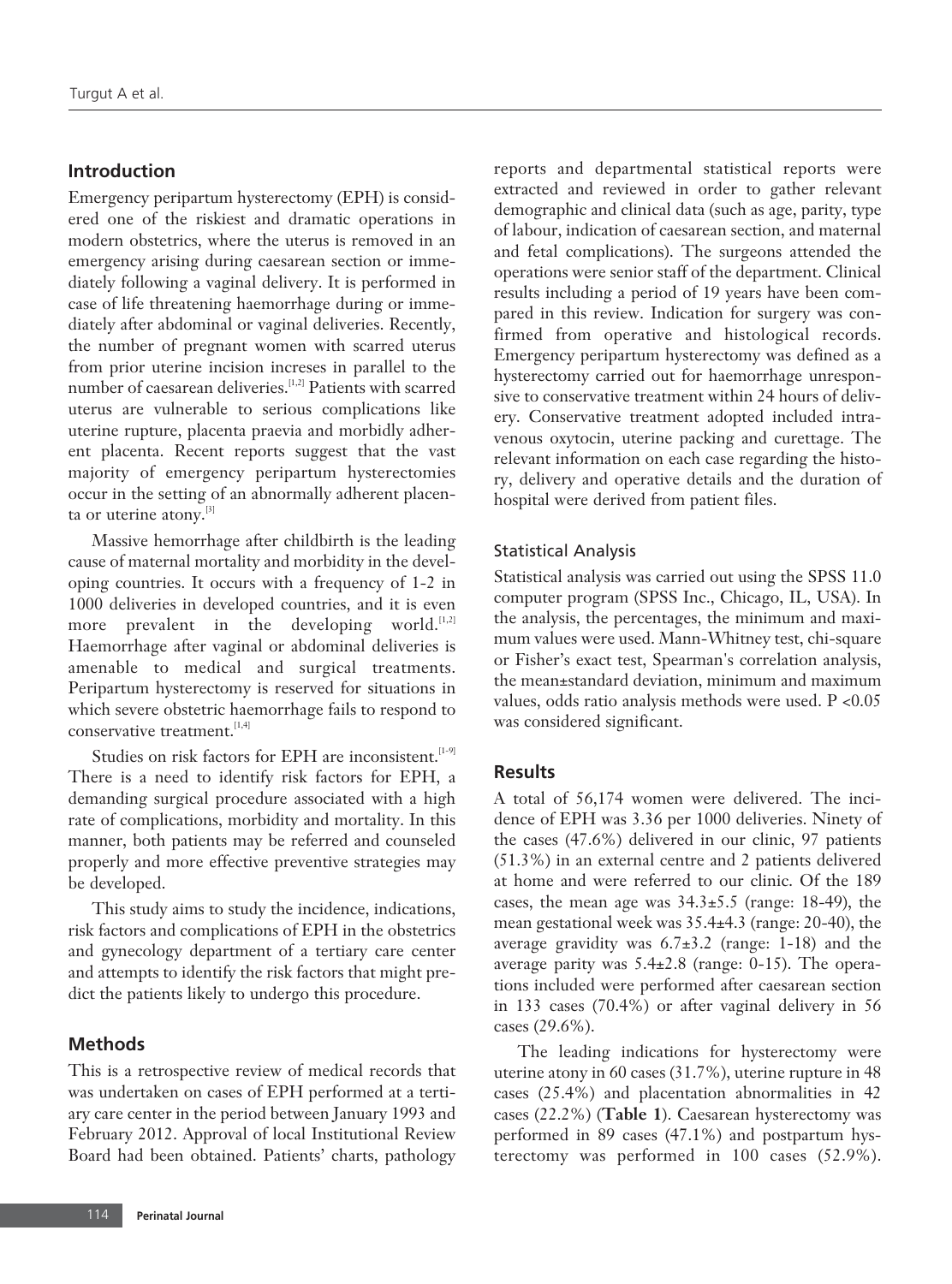## Introduction

Emergency peripartum hysterectomy (EPH) is considered one of the riskiest and dramatic operations in modern obstetrics, where the uterus is removed in an emergency arising during caesarean section or immediately following a vaginal delivery. It is performed in case of life threatening haemorrhage during or immediately after abdominal or vaginal deliveries. Recently, the number of pregnant women with scarred uterus from prior uterine incision increses in parallel to the number of caesarean deliveries.[1,2] Patients with scarred uterus are vulnerable to serious complications like uterine rupture, placenta praevia and morbidly adherent placenta. Recent reports suggest that the vast majority of emergency peripartum hysterectomies occur in the setting of an abnormally adherent placenta or uterine atony.[3]

Massive hemorrhage after childbirth is the leading cause of maternal mortality and morbidity in the developing countries. It occurs with a frequency of 1-2 in 1000 deliveries in developed countries, and it is even more prevalent in the developing world.[1,2] Haemorrhage after vaginal or abdominal deliveries is amenable to medical and surgical treatments. Peripartum hysterectomy is reserved for situations in which severe obstetric haemorrhage fails to respond to conservative treatment.[1,4]

Studies on risk factors for EPH are inconsistent.[1-9] There is a need to identify risk factors for EPH, a demanding surgical procedure associated with a high rate of complications, morbidity and mortality. In this manner, both patients may be referred and counseled properly and more effective preventive strategies may be developed.

This study aims to study the incidence, indications, risk factors and complications of EPH in the obstetrics and gynecology department of a tertiary care center and attempts to identify the risk factors that might predict the patients likely to undergo this procedure.

## Methods

This is a retrospective review of medical records that was undertaken on cases of EPH performed at a tertiary care center in the period between January 1993 and February 2012. Approval of local Institutional Review Board had been obtained. Patients' charts, pathology reports and departmental statistical reports were extracted and reviewed in order to gather relevant demographic and clinical data (such as age, parity, type of labour, indication of caesarean section, and maternal and fetal complications). The surgeons attended the operations were senior staff of the department. Clinical results including a period of 19 years have been compared in this review. Indication for surgery was confirmed from operative and histological records. Emergency peripartum hysterectomy was defined as a hysterectomy carried out for haemorrhage unresponsive to conservative treatment within 24 hours of delivery. Conservative treatment adopted included intravenous oxytocin, uterine packing and curettage. The relevant information on each case regarding the history, delivery and operative details and the duration of hospital were derived from patient files.

### Statistical Analysis

Statistical analysis was carried out using the SPSS 11.0 computer program (SPSS Inc., Chicago, IL, USA). In the analysis, the percentages, the minimum and maximum values were used. Mann-Whitney test, chi-square or Fisher's exact test, Spearman's correlation analysis, the mean±standard deviation, minimum and maximum values, odds ratio analysis methods were used. $P < 0.05$ was considered significant.

## Results

A total of 56,174 women were delivered. The incidence of EPH was 3.36 per 1000 deliveries. Ninety of the cases (47.6%) delivered in our clinic, 97 patients (51.3%) in an external centre and 2 patients delivered at home and were referred to our clinic. Of the 189 cases, the mean age was 34.3±5.5 (range: 18-49), the mean gestational week was 35.4±4.3 (range: 20-40), the average gravidity was 6.7±3.2 (range: 1-18) and the average parity was 5.4±2.8 (range: 0-15). The operations included were performed after caesarean section in 133 cases (70.4%) or after vaginal delivery in 56 cases (29.6%).

The leading indications for hysterectomy were uterine atony in 60 cases (31.7%), uterine rupture in 48 cases (25.4%) and placentation abnormalities in 42 cases (22.2%) (**Table 1**). Caesarean hysterectomy was performed in 89 cases (47.1%) and postpartum hysterectomy was performed in 100 cases (52.9%).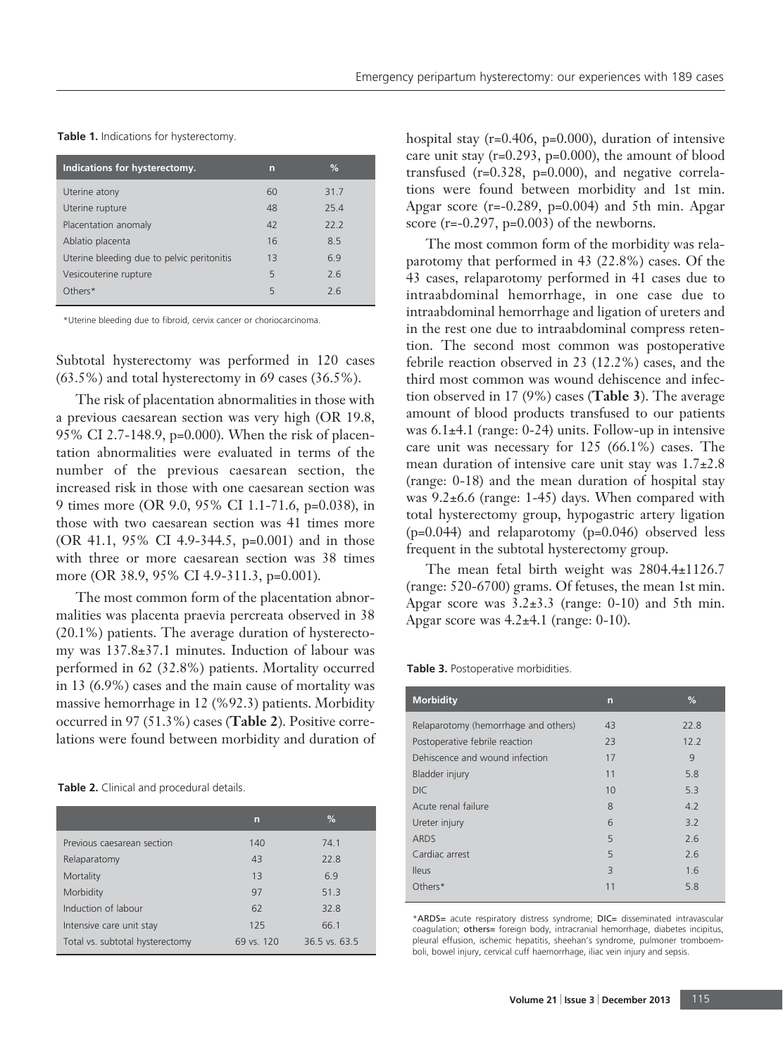**Table 1.** Indications for hysterectomy.

| Indications for hysterectomy. | n | % |
|---|---|---|
| Uterine atony | 60 | 31.7 |
| Uterine rupture | 48 | 25.4 |
| Placentation anomaly | 42 | 22.2 |
| Ablatio placenta | 16 | 8.5 |
| Uterine bleeding due to pelvic peritonitis | 13 | 6.9 |
| Vesicouterine rupture | 5 | 2.6 |
| Others* | 5 | 2.6 |

*Uterine bleeding due to fibroid, cervix cancer or choriocarcinoma.

Subtotal hysterectomy was performed in 120 cases (63.5%) and total hysterectomy in 69 cases (36.5%).

The risk of placentation abnormalities in those with a previous caesarean section was very high (OR 19.8, 95% CI 2.7-148.9, p=0.000). When the risk of placentation abnormalities were evaluated in terms of the number of the previous caesarean section, the increased risk in those with one caesarean section was 9 times more (OR 9.0, 95% CI 1.1-71.6, p=0.038), in those with two caesarean section was 41 times more (OR 41.1, 95% CI 4.9-344.5, p=0.001) and in those with three or more caesarean section was 38 times more (OR 38.9, 95% CI 4.9-311.3, p=0.001).

The most common form of the placentation abnormalities was placenta praevia percreata observed in 38 (20.1%) patients. The average duration of hysterectomy was 137.8±37.1 minutes. Induction of labour was performed in 62 (32.8%) patients. Mortality occurred in 13 (6.9%) cases and the main cause of mortality was massive hemorrhage in 12 (%92.3) patients. Morbidity occurred in 97 (51.3%) cases (**Table 2**). Positive correlations were found between morbidity and duration of hospital stay (r=0.406, p=0.000), duration of intensive care unit stay (r=0.293, p=0.000), the amount of blood transfused (r=0.328, p=0.000), and negative correlations were found between morbidity and 1st min. Apgar score (r=-0.289, p=0.004) and 5th min. Apgar score (r=-0.297, p=0.003) of the newborns.

**Table 2.** Clinical and procedural details.

| | n | % |
|---|---|---|
| Previous caesarean section | 140 | 74.1 |
| Relaparatomy | 43 | 22.8 |
| Mortality | 13 | 6.9 |
| Morbidity | 97 | 51.3 |
| Induction of labour | 62 | 32.8 |
| Intensive care unit stay | 125 | 66.1 |
| Total vs. subtotal hysterectomy | 69 vs. 120 | 36.5 vs. 63.5 |

The most common form of the morbidity was relaparotomy that performed in 43 (22.8%) cases. Of the 43 cases, relaparotomy performed in 41 cases due to intraabdominal hemorrhage, in one case due to intraabdominal hemorrhage and ligation of ureters and in the rest one due to intraabdominal compress retention. The second most common was postoperative febrile reaction observed in 23 (12.2%) cases, and the third most common was wound dehiscence and infection observed in 17 (9%) cases (**Table 3**). The average amount of blood products transfused to our patients was 6.1±4.1 (range: 0-24) units. Follow-up in intensive care unit was necessary for 125 (66.1%) cases. The mean duration of intensive care unit stay was 1.7±2.8 (range: 0-18) and the mean duration of hospital stay was 9.2±6.6 (range: 1-45) days. When compared with total hysterectomy group, hypogastric artery ligation (p=0.044) and relaparotomy (p=0.046) observed less frequent in the subtotal hysterectomy group.

The mean fetal birth weight was 2804.4±1126.7 (range: 520-6700) grams. Of fetuses, the mean 1st min. Apgar score was 3.2±3.3 (range: 0-10) and 5th min. Apgar score was 4.2±4.1 (range: 0-10).

**Table 3.** Postoperative morbidities.

| Morbidity | n | % |
|---|---|---|
| Relaparotomy (hemorrhage and others) | 43 | 22.8 |
| Postoperative febrile reaction | 23 | 12.2 |
| Dehiscence and wound infection | 17 | 9 |
| Bladder injury | 11 | 5.8 |
| DIC | 10 | 5.3 |
| Acute renal failure | 8 | 4.2 |
| Ureter injury | 6 | 3.2 |
| ARDS | 5 | 2.6 |
| Cardiac arrest | 5 | 2.6 |
| Ileus | 3 | 1.6 |
| Others* | 11 | 5.8 |

*ARDS= acute respiratory distress syndrome; DIC= disseminated intravascular coagulation; others= foreign body, intracranial hemorrhage, diabetes incipitus, pleural effusion, ischemic hepatitis, sheehan's syndrome, pulmoner tromboemboli, bowel injury, cervical cuff haemorrhage, iliac vein injury and sepsis.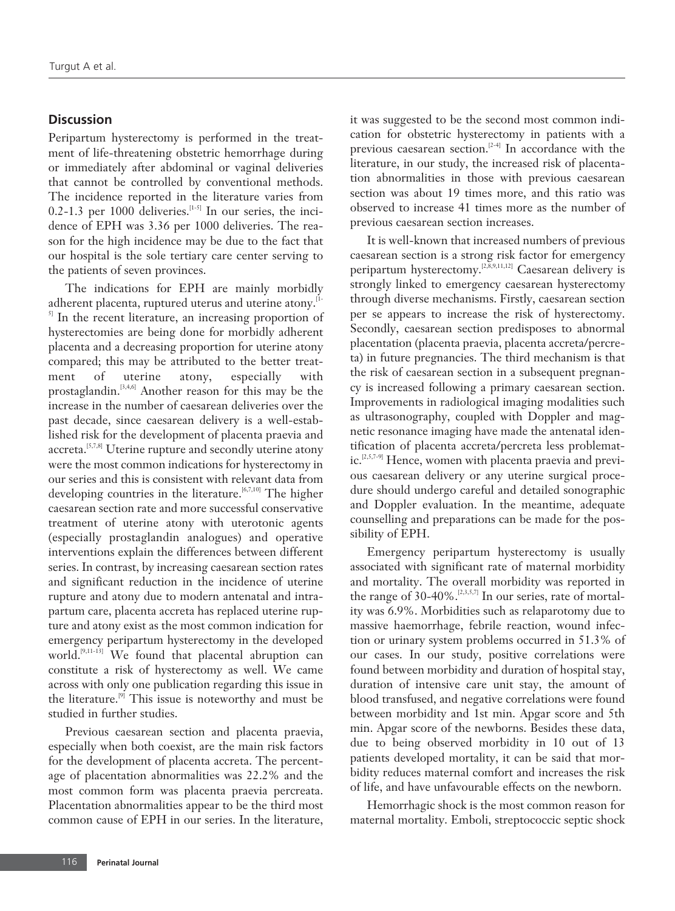## Discussion

Peripartum hysterectomy is performed in the treatment of life-threatening obstetric hemorrhage during or immediately after abdominal or vaginal deliveries that cannot be controlled by conventional methods. The incidence reported in the literature varies from 0.2-1.3 per 1000 deliveries.[1-5] In our series, the incidence of EPH was 3.36 per 1000 deliveries. The reason for the high incidence may be due to the fact that our hospital is the sole tertiary care center serving to the patients of seven provinces.

The indications for EPH are mainly morbidly adherent placenta, ruptured uterus and uterine atony.[1-5] In the recent literature, an increasing proportion of hysterectomies are being done for morbidly adherent placenta and a decreasing proportion for uterine atony compared; this may be attributed to the better treatment of uterine atony, especially with prostaglandin.[3,4,6] Another reason for this may be the increase in the number of caesarean deliveries over the past decade, since caesarean delivery is a well-established risk for the development of placenta praevia and accreta.[5,7,8] Uterine rupture and secondly uterine atony were the most common indications for hysterectomy in our series and this is consistent with relevant data from developing countries in the literature.[6,7,10] The higher caesarean section rate and more successful conservative treatment of uterine atony with uterotonic agents (especially prostaglandin analogues) and operative interventions explain the differences between different series. In contrast, by increasing caesarean section rates and significant reduction in the incidence of uterine rupture and atony due to modern antenatal and intrapartum care, placenta accreta has replaced uterine rupture and atony exist as the most common indication for emergency peripartum hysterectomy in the developed world.[9,11-13] We found that placental abruption can constitute a risk of hysterectomy as well. We came across with only one publication regarding this issue in the literature.[9] This issue is noteworthy and must be studied in further studies.

Previous caesarean section and placenta praevia, especially when both coexist, are the main risk factors for the development of placenta accreta. The percentage of placentation abnormalities was 22.2% and the most common form was placenta praevia percreata. Placentation abnormalities appear to be the third most common cause of EPH in our series. In the literature, it was suggested to be the second most common indication for obstetric hysterectomy in patients with a previous caesarean section.[2-4] In accordance with the literature, in our study, the increased risk of placentation abnormalities in those with previous caesarean section was about 19 times more, and this ratio was observed to increase 41 times more as the number of previous caesarean section increases.

It is well-known that increased numbers of previous caesarean section is a strong risk factor for emergency peripartum hysterectomy.[2,8,9,11,12] Caesarean delivery is strongly linked to emergency caesarean hysterectomy through diverse mechanisms. Firstly, caesarean section per se appears to increase the risk of hysterectomy. Secondly, caesarean section predisposes to abnormal placentation (placenta praevia, placenta accreta/percreta) in future pregnancies. The third mechanism is that the risk of caesarean section in a subsequent pregnancy is increased following a primary caesarean section. Improvements in radiological imaging modalities such as ultrasonography, coupled with Doppler and magnetic resonance imaging have made the antenatal identification of placenta accreta/percreta less problematic.[2,5,7-9] Hence, women with placenta praevia and previous caesarean delivery or any uterine surgical procedure should undergo careful and detailed sonographic and Doppler evaluation. In the meantime, adequate counselling and preparations can be made for the possibility of EPH.

Emergency peripartum hysterectomy is usually associated with significant rate of maternal morbidity and mortality. The overall morbidity was reported in the range of 30-40%.[2,3,5,7] In our series, rate of mortality was 6.9%. Morbidities such as relaparotomy due to massive haemorrhage, febrile reaction, wound infection or urinary system problems occurred in 51.3% of our cases. In our study, positive correlations were found between morbidity and duration of hospital stay, duration of intensive care unit stay, the amount of blood transfused, and negative correlations were found between morbidity and 1st min. Apgar score and 5th min. Apgar score of the newborns. Besides these data, due to being observed morbidity in 10 out of 13 patients developed mortality, it can be said that morbidity reduces maternal comfort and increases the risk of life, and have unfavourable effects on the newborn.

Hemorrhagic shock is the most common reason for maternal mortality. Emboli, streptococcic septic shock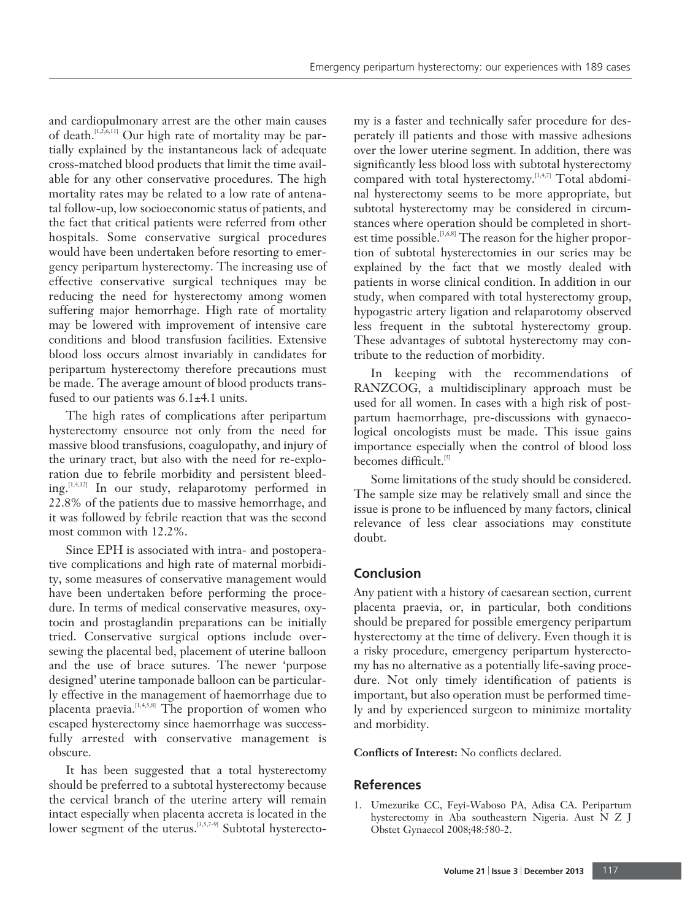and cardiopulmonary arrest are the other main causes of death.[1,2,6,11] Our high rate of mortality may be partially explained by the instantaneous lack of adequate cross-matched blood products that limit the time available for any other conservative procedures. The high mortality rates may be related to a low rate of antenatal follow-up, low socioeconomic status of patients, and the fact that critical patients were referred from other hospitals. Some conservative surgical procedures would have been undertaken before resorting to emergency peripartum hysterectomy. The increasing use of effective conservative surgical techniques may be reducing the need for hysterectomy among women suffering major hemorrhage. High rate of mortality may be lowered with improvement of intensive care conditions and blood transfusion facilities. Extensive blood loss occurs almost invariably in candidates for peripartum hysterectomy therefore precautions must be made. The average amount of blood products transfused to our patients was 6.1±4.1 units.

The high rates of complications after peripartum hysterectomy ensource not only from the need for massive blood transfusions, coagulopathy, and injury of the urinary tract, but also with the need for re-exploration due to febrile morbidity and persistent bleeding.[1,4,12] In our study, relaparotomy performed in 22.8% of the patients due to massive hemorrhage, and it was followed by febrile reaction that was the second most common with 12.2%.

Since EPH is associated with intra- and postoperative complications and high rate of maternal morbidity, some measures of conservative management would have been undertaken before performing the procedure. In terms of medical conservative measures, oxytocin and prostaglandin preparations can be initially tried. Conservative surgical options include oversewing the placental bed, placement of uterine balloon and the use of brace sutures. The newer 'purpose designed' uterine tamponade balloon can be particularly effective in the management of haemorrhage due to placenta praevia.[1,4,5,8] The proportion of women who escaped hysterectomy since haemorrhage was successfully arrested with conservative management is obscure.

It has been suggested that a total hysterectomy should be preferred to a subtotal hysterectomy because the cervical branch of the uterine artery will remain intact especially when placenta accreta is located in the lower segment of the uterus.[3,5,7-9] Subtotal hysterectomy is a faster and technically safer procedure for desperately ill patients and those with massive adhesions over the lower uterine segment. In addition, there was significantly less blood loss with subtotal hysterectomy compared with total hysterectomy.[1,4,7] Total abdominal hysterectomy seems to be more appropriate, but subtotal hysterectomy may be considered in circumstances where operation should be completed in shortest time possible.[3,6,8] The reason for the higher proportion of subtotal hysterectomies in our series may be explained by the fact that we mostly dealed with patients in worse clinical condition. In addition in our study, when compared with total hysterectomy group, hypogastric artery ligation and relaparotomy observed less frequent in the subtotal hysterectomy group. These advantages of subtotal hysterectomy may contribute to the reduction of morbidity.

In keeping with the recommendations of RANZCOG, a multidisciplinary approach must be used for all women. In cases with a high risk of postpartum haemorrhage, pre-discussions with gynaecological oncologists must be made. This issue gains importance especially when the control of blood loss becomes difficult.[5]

Some limitations of the study should be considered. The sample size may be relatively small and since the issue is prone to be influenced by many factors, clinical relevance of less clear associations may constitute doubt.

## Conclusion

Any patient with a history of caesarean section, current placenta praevia, or, in particular, both conditions should be prepared for possible emergency peripartum hysterectomy at the time of delivery. Even though it is a risky procedure, emergency peripartum hysterectomy has no alternative as a potentially life-saving procedure. Not only timely identification of patients is important, but also operation must be performed timely and by experienced surgeon to minimize mortality and morbidity.

**Conflicts of Interest:** No conflicts declared.

## References

1. Umezurike CC, Feyi-Waboso PA, Adisa CA. Peripartum hysterectomy in Aba southeastern Nigeria. Aust N Z J Obstet Gynaecol 2008;48:580-2.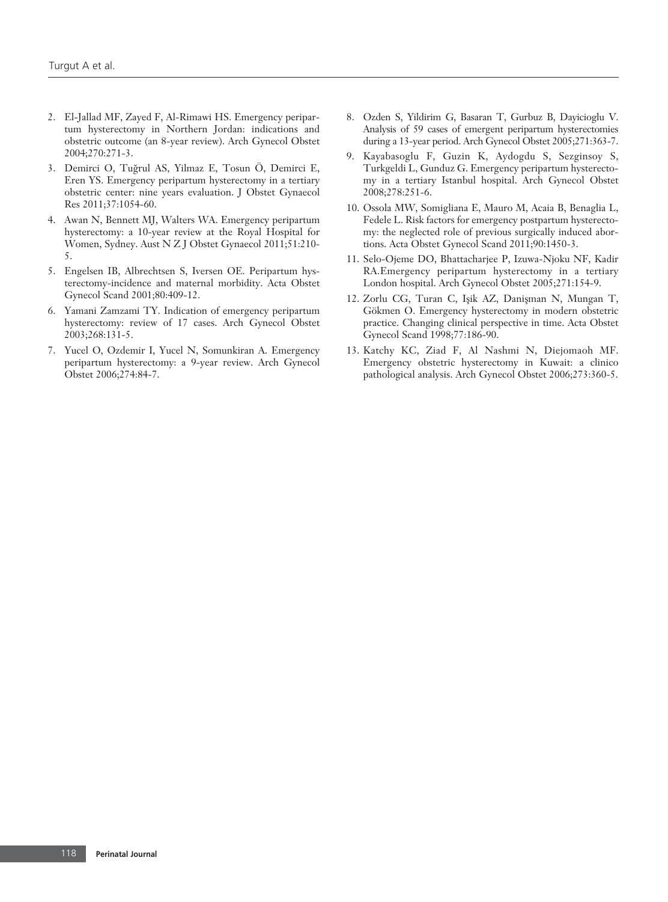2. El-Jallad MF, Zayed F, Al-Rimawi HS. Emergency peripartum hysterectomy in Northern Jordan: indications and obstetric outcome (an 8-year review). Arch Gynecol Obstet 2004;270:271-3.
3. Demirci O, Tuğrul AS, Yilmaz E, Tosun Ö, Demirci E, Eren YS. Emergency peripartum hysterectomy in a tertiary obstetric center: nine years evaluation. J Obstet Gynaecol Res 2011;37:1054-60.
4. Awan N, Bennett MJ, Walters WA. Emergency peripartum hysterectomy: a 10-year review at the Royal Hospital for Women, Sydney. Aust N Z J Obstet Gynaecol 2011;51:210-5.
5. Engelsen IB, Albrechtsen S, Iversen OE. Peripartum hysterectomy-incidence and maternal morbidity. Acta Obstet Gynecol Scand 2001;80:409-12.
6. Yamani Zamzami TY. Indication of emergency peripartum hysterectomy: review of 17 cases. Arch Gynecol Obstet 2003;268:131-5.
7. Yucel O, Ozdemir I, Yucel N, Somunkiran A. Emergency peripartum hysterectomy: a 9-year review. Arch Gynecol Obstet 2006;274:84-7.
8. Ozden S, Yildirim G, Basaran T, Gurbuz B, Dayicioglu V. Analysis of 59 cases of emergent peripartum hysterectomies during a 13-year period. Arch Gynecol Obstet 2005;271:363-7.
9. Kayabasoglu F, Guzin K, Aydogdu S, Sezginsoy S, Turkgeldi L, Gunduz G. Emergency peripartum hysterectomy in a tertiary Istanbul hospital. Arch Gynecol Obstet 2008;278:251-6.
10. Ossola MW, Somigliana E, Mauro M, Acaia B, Benaglia L, Fedele L. Risk factors for emergency postpartum hysterectomy: the neglected role of previous surgically induced abortions. Acta Obstet Gynecol Scand 2011;90:1450-3.
11. Selo-Ojeme DO, Bhattacharjee P, Izuwa-Njoku NF, Kadir RA.Emergency peripartum hysterectomy in a tertiary London hospital. Arch Gynecol Obstet 2005;271:154-9.
12. Zorlu CG, Turan C, Işik AZ, Danişman N, Mungan T, Gökmen O. Emergency hysterectomy in modern obstetric practice. Changing clinical perspective in time. Acta Obstet Gynecol Scand 1998;77:186-90.
13. Katchy KC, Ziad F, Al Nashmi N, Diejomaoh MF. Emergency obstetric hysterectomy in Kuwait: a clinico pathological analysis. Arch Gynecol Obstet 2006;273:360-5.